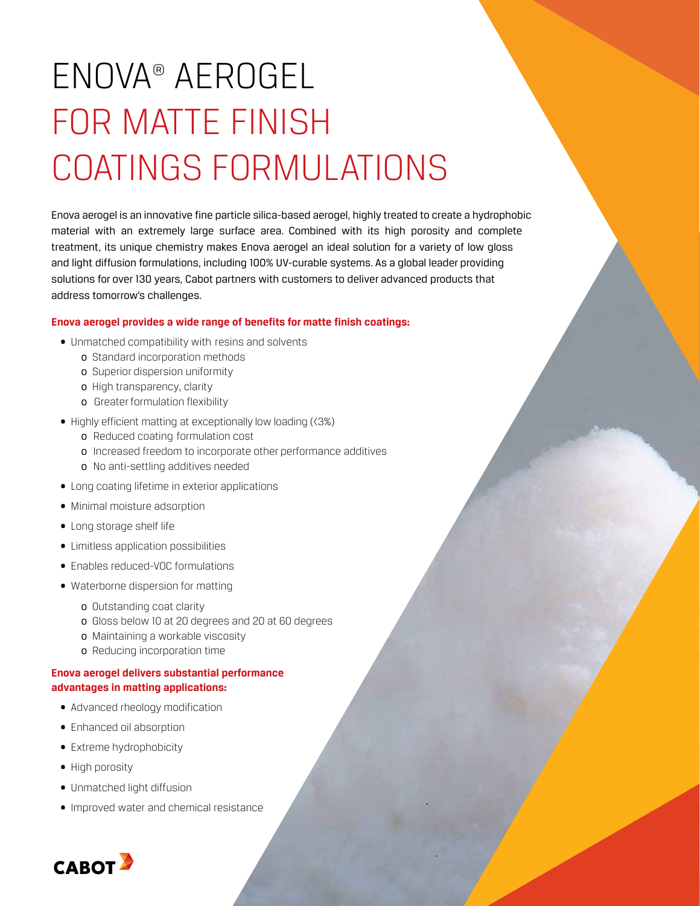# ENOVA® AEROGEL FOR MATTE FINISH COATINGS FORMULATIONS

Enova aerogel is an innovative fine particle silica-based aerogel, highly treated to create a hydrophobic material with an extremely large surface area. Combined with its high porosity and complete treatment, its unique chemistry makes Enova aerogel an ideal solution for a variety of low gloss and light diffusion formulations, including 100% UV-curable systems. As a global leader providing solutions for over 130 years, Cabot partners with customers to deliver advanced products that address tomorrow's challenges.

**Enova aerogel provides a wide range of benefits for matte finish coatings:**

- Unmatched compatibility with resins and solvents
  - Standard incorporation methods
  - Superior dispersion uniformity
  - High transparency, clarity
  - Greater formulation flexibility
- Highly efficient matting at exceptionally low loading (<3%)
  - Reduced coating formulation cost
  - Increased freedom to incorporate other performance additives
  - No anti-settling additives needed
- Long coating lifetime in exterior applications
- Minimal moisture adsorption
- Long storage shelf life
- Limitless application possibilities
- Enables reduced-VOC formulations
- Waterborne dispersion for matting
  - Outstanding coat clarity
  - Gloss below 10 at 20 degrees and 20 at 60 degrees
  - Maintaining a workable viscosity
  - Reducing incorporation time

**Enova aerogel delivers substantial performance advantages in matting applications:**

- Advanced rheology modification
- Enhanced oil absorption
- Extreme hydrophobicity
- High porosity
- Unmatched light diffusion
- Improved water and chemical resistance

CABOT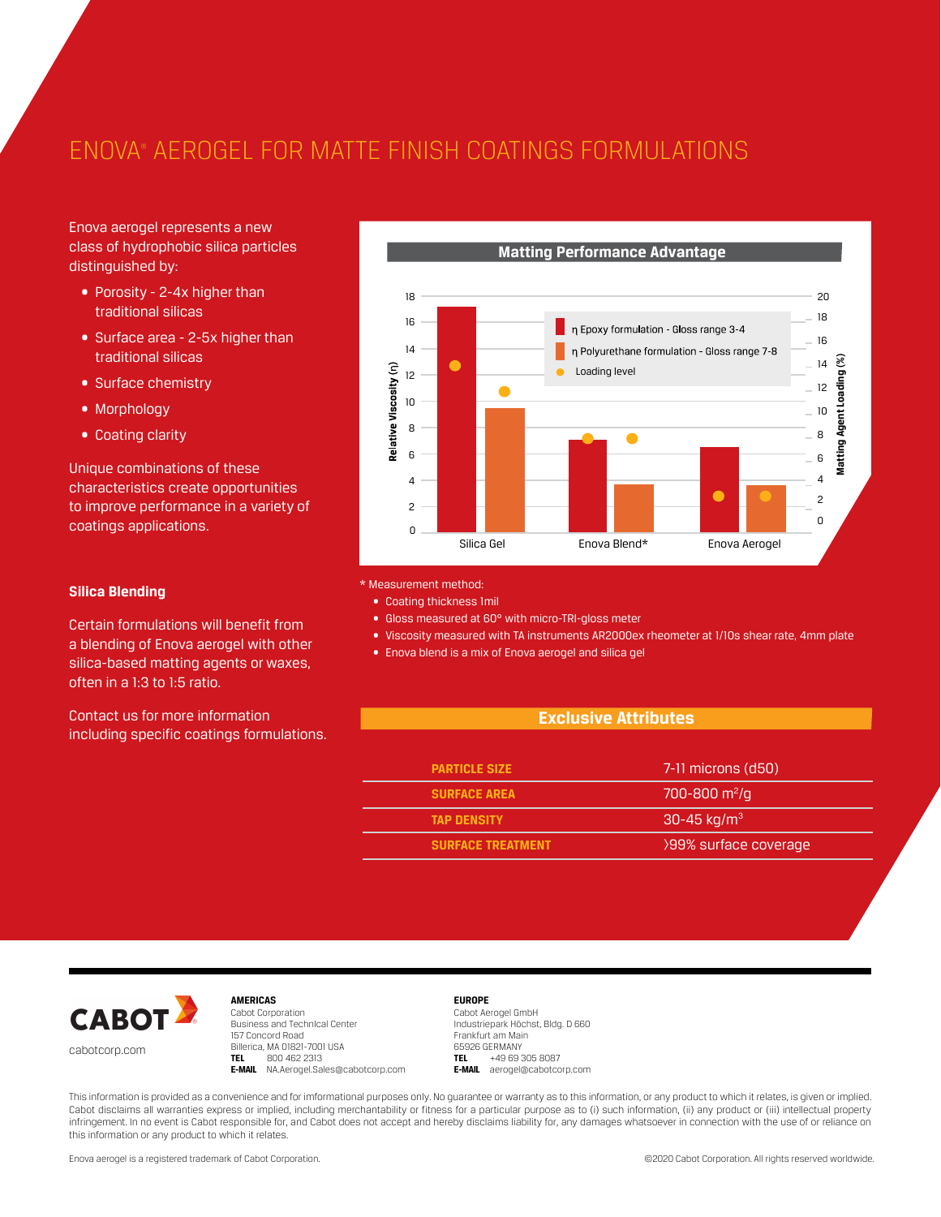# ENOVA® AEROGEL FOR MATTE FINISH COATINGS FORMULATIONS

Enova aerogel represents a new class of hydrophobic silica particles distinguished by:

- Porosity - 2-4x higher than traditional silicas
- Surface area - 2-5x higher than traditional silicas
- Surface chemistry
- Morphology
- Coating clarity

Unique combinations of these characteristics create opportunities to improve performance in a variety of coatings applications.

**Matting Performance Advantage**

Relative Viscosity (η)

0
2
4
6
8
10
12
14
16
18

Matting Agent Loading (%)

0
2
4
6
8
10
12
14
16
18
20

η Epoxy formulation - Gloss range 3-4
η Polyurethane formulation - Gloss range 7-8
Loading level

Silica Gel
Enova Blend*
Enova Aerogel

\* Measurement method:

- Coating thickness 1mil
- Gloss measured at 60° with micro-TRI-gloss meter
- Viscosity measured with TA instruments AR2000ex rheometer at 1/10s shear rate, 4mm plate
- Enova blend is a mix of Enova aerogel and silica gel

## Silica Blending

Certain formulations will benefit from a blending of Enova aerogel with other silica-based matting agents or waxes, often in a 1:3 to 1:5 ratio.

Contact us for more information including specific coatings formulations.

## Exclusive Attributes

| | |
|---|---|
| PARTICLE SIZE | 7-11 microns (d50) |
| SURFACE AREA | 700-800 $m^2/g$ |
| TAP DENSITY | 30-45 $kg/m^3$ |
| SURFACE TREATMENT | >99% surface coverage |

CABOT

cabotcorp.com

**AMERICAS**
Cabot Corporation
Business and Technical Center
157 Concord Road
Billerica, MA 01821-7001 USA
**TEL** 800 462 2313
**E-MAIL** NA.Aerogel.Sales@cabotcorp.com

**EUROPE**
Cabot Aerogel GmbH
Industriepark Höchst, Bldg. D 660
Frankfurt am Main
65926 GERMANY
**TEL** +49 69 305 8087
**E-MAIL** aerogel@cabotcorp.com

This information is provided as a convenience and for imformational purposes only. No guarantee or warranty as to this information, or any product to which it relates, is given or implied. Cabot disclaims all warranties express or implied, including merchantability or fitness for a particular purpose as to (i) such information, (ii) any product or (iii) intellectual property infringement. In no event is Cabot responsible for, and Cabot does not accept and hereby disclaims liability for, any damages whatsoever in connection with the use of or reliance on this information or any product to which it relates.

Enova aerogel is a registered trademark of Cabot Corporation.

©2020 Cabot Corporation. All rights reserved worldwide.